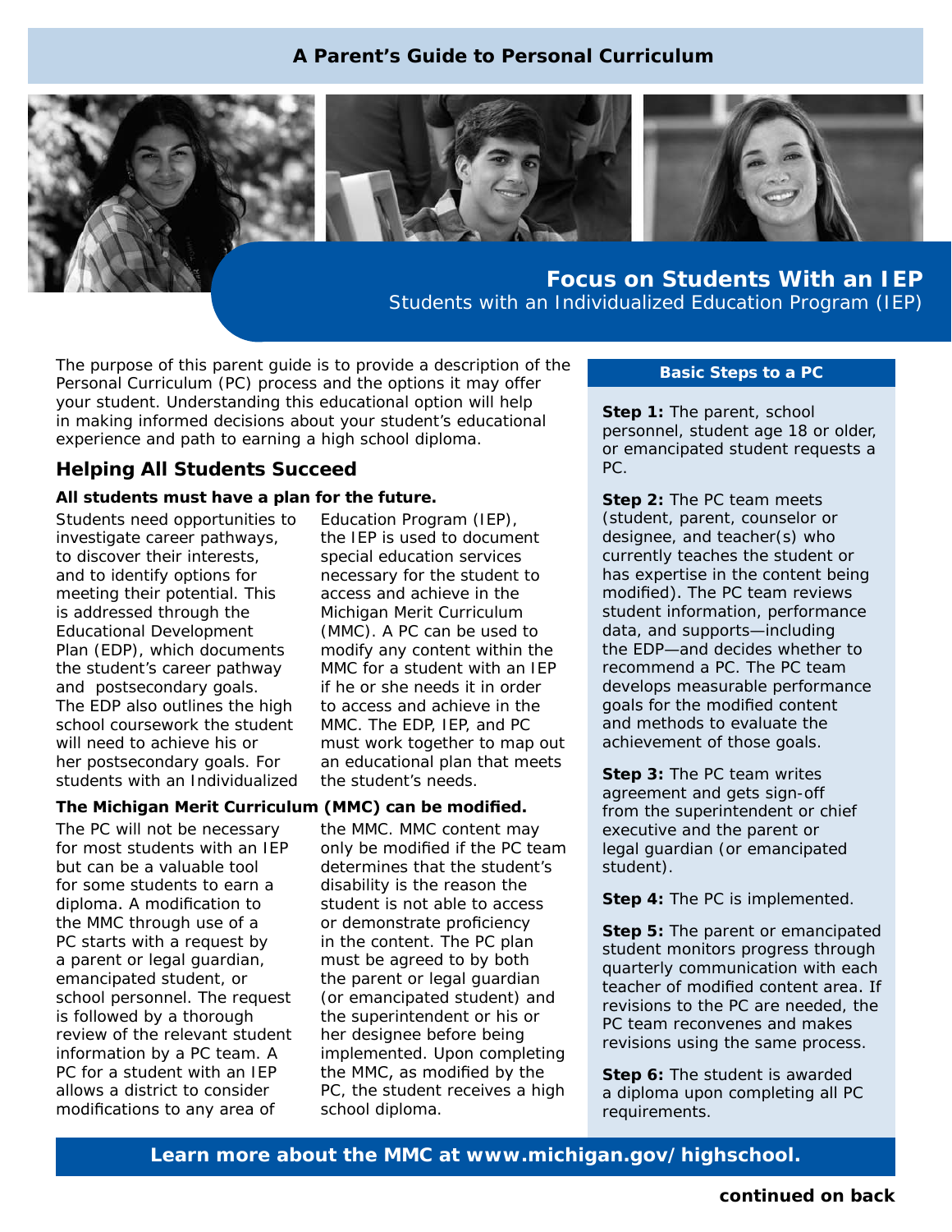# A Parent's Guide to Personal Curriculum

## Focus on Students With an IEP

Students with an Individualized Education Program (IEP)

The purpose of this parent guide is to provide a description of the Personal Curriculum (PC) process and the options it may offer your student. Understanding this educational option will help in making informed decisions about your student's educational experience and path to earning a high school diploma.

## Helping All Students Succeed

**All students must have a plan for the future.**

Students need opportunities to investigate career pathways, to discover their interests, and to identify options for meeting their potential. This is addressed through the Educational Development Plan (EDP), which documents the student's career pathway and postsecondary goals. The EDP also outlines the high school coursework the student will need to achieve his or her postsecondary goals. For students with an Individualized Education Program (IEP), the IEP is used to document special education services necessary for the student to access and achieve in the Michigan Merit Curriculum (MMC). A PC can be used to modify any content within the MMC for a student with an IEP if he or she needs it in order to access and achieve in the MMC. The EDP, IEP, and PC must work together to map out an educational plan that meets the student's needs.

**The Michigan Merit Curriculum (MMC) can be modified.**

The PC will not be necessary for most students with an IEP but can be a valuable tool for some students to earn a diploma. A modification to the MMC through use of a PC starts with a request by a parent or legal guardian, emancipated student, or school personnel. The request is followed by a thorough review of the relevant student information by a PC team. A PC for a student with an IEP allows a district to consider modifications to any area of the MMC. MMC content may only be modified if the PC team determines that the student's disability is the reason the student is not able to access or demonstrate proficiency in the content. The PC plan must be agreed to by both the parent or legal guardian (or emancipated student) and the superintendent or his or her designee before being implemented. Upon completing the MMC, as modified by the PC, the student receives a high school diploma.

### Basic Steps to a PC

**Step 1:** The parent, school personnel, student age 18 or older, or emancipated student requests a PC.

**Step 2:** The PC team meets (student, parent, counselor or designee, and teacher(s) who currently teaches the student or has expertise in the content being modified). The PC team reviews student information, performance data, and supports—including the EDP—and decides whether to recommend a PC. The PC team develops measurable performance goals for the modified content and methods to evaluate the achievement of those goals.

**Step 3:** The PC team writes agreement and gets sign-off from the superintendent or chief executive and the parent or legal guardian (or emancipated student).

**Step 4:** The PC is implemented.

**Step 5:** The parent or emancipated student monitors progress through quarterly communication with each teacher of modified content area. If revisions to the PC are needed, the PC team reconvenes and makes revisions using the same process.

**Step 6:** The student is awarded a diploma upon completing all PC requirements.

**Learn more about the MMC at www.michigan.gov/highschool.**

**continued on back**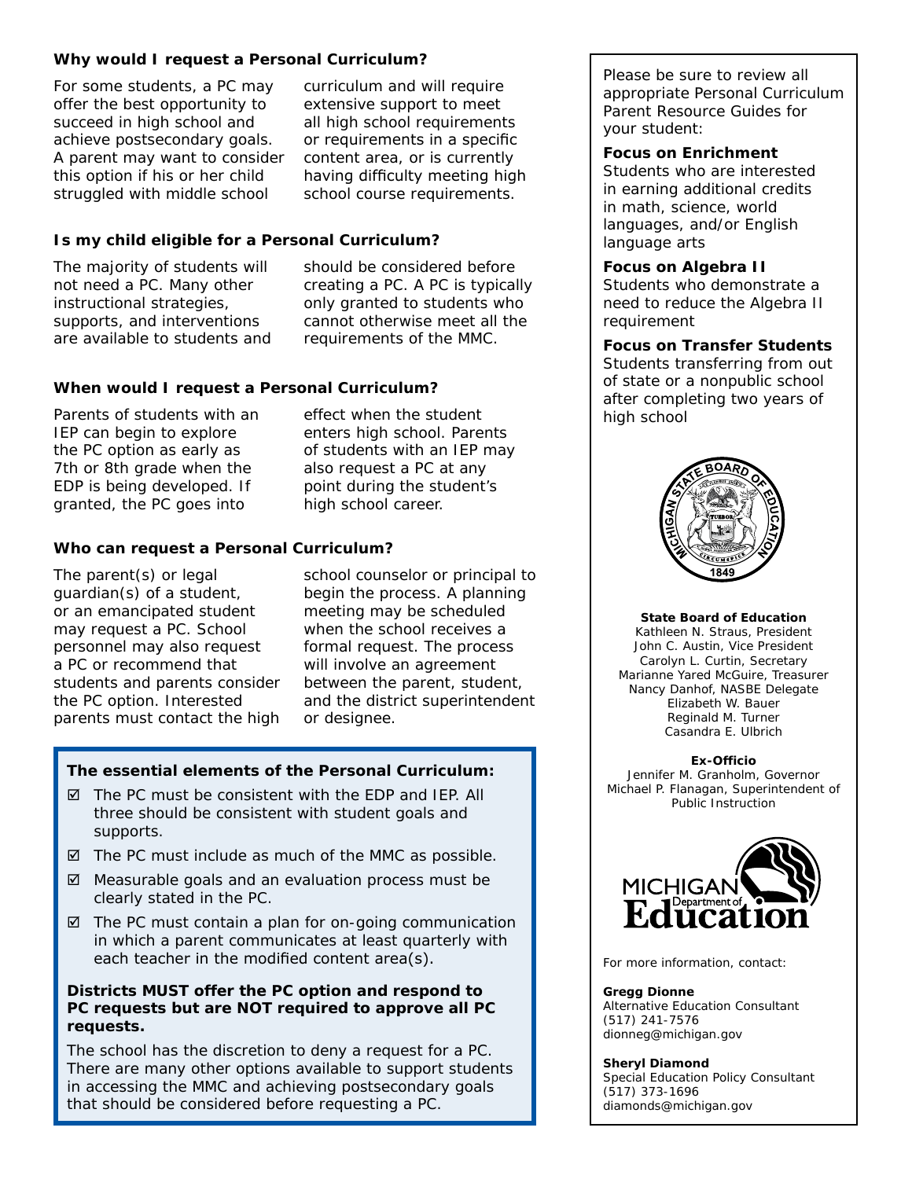### Why would I request a Personal Curriculum?

For some students, a PC may offer the best opportunity to succeed in high school and achieve postsecondary goals. A parent may want to consider this option if his or her child struggled with middle school curriculum and will require extensive support to meet all high school requirements or requirements in a specific content area, or is currently having difficulty meeting high school course requirements.

### Is my child eligible for a Personal Curriculum?

The majority of students will not need a PC. Many other instructional strategies, supports, and interventions are available to students and should be considered before creating a PC. A PC is typically only granted to students who cannot otherwise meet all the requirements of the MMC.

### When would I request a Personal Curriculum?

Parents of students with an IEP can begin to explore the PC option as early as 7th or 8th grade when the EDP is being developed. If granted, the PC goes into effect when the student enters high school. Parents of students with an IEP may also request a PC at any point during the student's high school career.

### Who can request a Personal Curriculum?

The parent(s) or legal guardian(s) of a student, or an emancipated student may request a PC. School personnel may also request a PC or recommend that students and parents consider the PC option. Interested parents must contact the high school counselor or principal to begin the process. A planning meeting may be scheduled when the school receives a formal request. The process will involve an agreement between the parent, student, and the district superintendent or designee.

**The essential elements of the Personal Curriculum:**

- ☑ The PC must be consistent with the EDP and IEP. All three should be consistent with student goals and supports.
- ☑ The PC must include as much of the MMC as possible.
- ☑ Measurable goals and an evaluation process must be clearly stated in the PC.
- ☑ The PC must contain a plan for on-going communication in which a parent communicates at least quarterly with each teacher in the modified content area(s).

**Districts MUST offer the PC option and respond to PC requests but are NOT required to approve all PC requests.**

The school has the discretion to deny a request for a PC. There are many other options available to support students in accessing the MMC and achieving postsecondary goals that should be considered before requesting a PC.

Please be sure to review all appropriate Personal Curriculum Parent Resource Guides for your student:

**Focus on Enrichment**
Students who are interested in earning additional credits in math, science, world languages, and/or English language arts

**Focus on Algebra II**
Students who demonstrate a need to reduce the Algebra II requirement

**Focus on Transfer Students**
Students transferring from out of state or a nonpublic school after completing two years of high school

**State Board of Education**
Kathleen N. Straus, President
John C. Austin, Vice President
Carolyn L. Curtin, Secretary
Marianne Yared McGuire, Treasurer
Nancy Danhof, NASBE Delegate
Elizabeth W. Bauer
Reginald M. Turner
Casandra E. Ulbrich

**Ex-Officio**
Jennifer M. Granholm, Governor
Michael P. Flanagan, Superintendent of Public Instruction

For more information, contact:

**Gregg Dionne**
Alternative Education Consultant
(517) 241-7576
dionneg@michigan.gov

**Sheryl Diamond**
Special Education Policy Consultant
(517) 373-1696
diamonds@michigan.gov